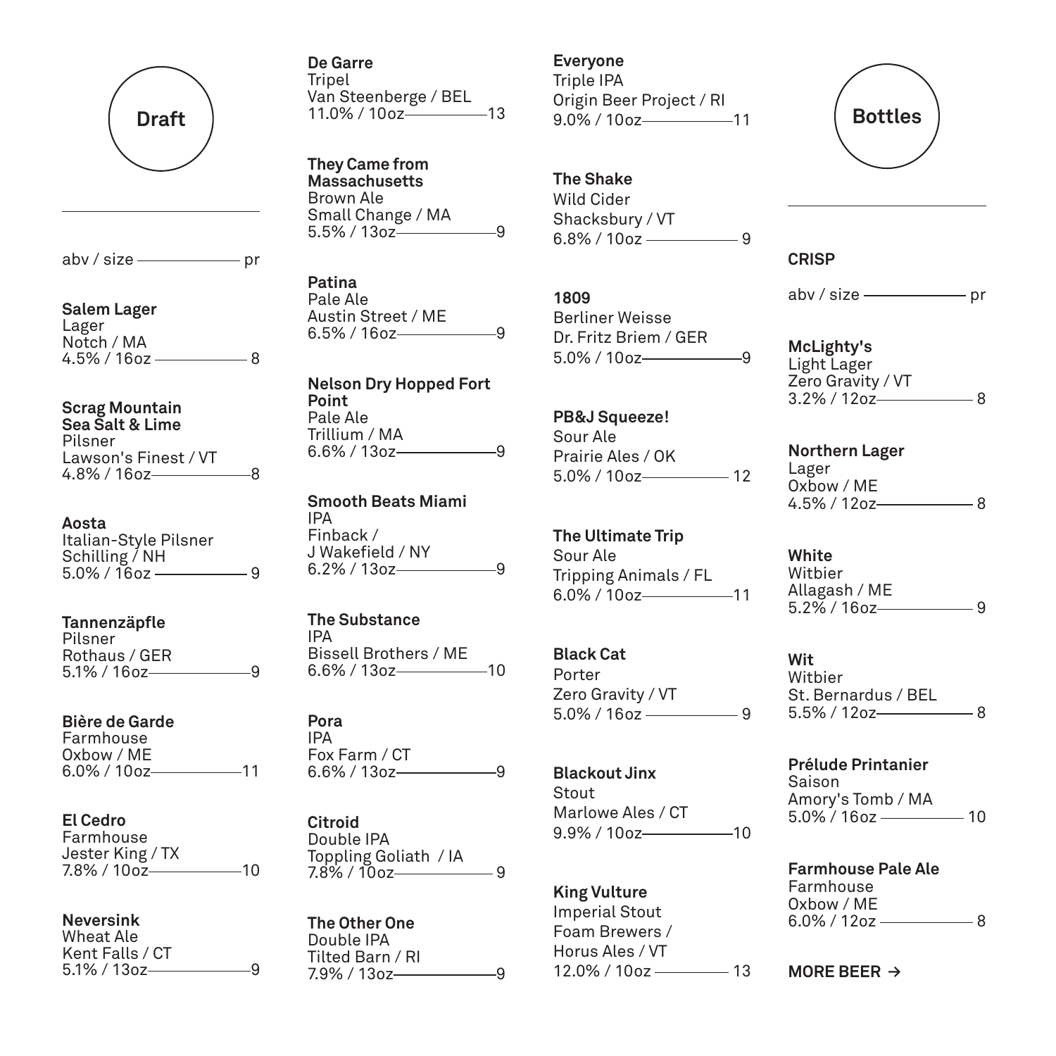## Draft

abv / size — pr

**Salem Lager**
Lager
Notch / MA
4.5% / 16oz — 8

**Scrag Mountain Sea Salt & Lime**
Pilsner
Lawson's Finest / VT
4.8% / 16oz — 8

**Aosta**
Italian-Style Pilsner
Schilling / NH
5.0% / 16oz — 9

**Tannenzäpfle**
Pilsner
Rothaus / GER
5.1% / 16oz — 9

**Bière de Garde**
Farmhouse
Oxbow / ME
6.0% / 10oz — 11

**El Cedro**
Farmhouse
Jester King / TX
7.8% / 10oz — 10

**Neversink**
Wheat Ale
Kent Falls / CT
5.1% / 13oz — 9

**De Garre**
Tripel
Van Steenberge / BEL
11.0% / 10oz — 13

**They Came from Massachusetts**
Brown Ale
Small Change / MA
5.5% / 13oz — 9

**Patina**
Pale Ale
Austin Street / ME
6.5% / 16oz — 9

**Nelson Dry Hopped Fort Point**
Pale Ale
Trillium / MA
6.6% / 13oz — 9

**Smooth Beats Miami**
IPA
Finback / J Wakefield / NY
6.2% / 13oz — 9

**The Substance**
IPA
Bissell Brothers / ME
6.6% / 13oz — 10

**Pora**
IPA
Fox Farm / CT
6.6% / 13oz — 9

**Citroid**
Double IPA
Toppling Goliath / IA
7.8% / 10oz — 9

**The Other One**
Double IPA
Tilted Barn / RI
7.9% / 13oz — 9

**Everyone**
Triple IPA
Origin Beer Project / RI
9.0% / 10oz — 11

**The Shake**
Wild Cider
Shacksbury / VT
6.8% / 10oz — 9

**1809**
Berliner Weisse
Dr. Fritz Briem / GER
5.0% / 10oz — 9

**PB&J Squeeze!**
Sour Ale
Prairie Ales / OK
5.0% / 10oz — 12

**The Ultimate Trip**
Sour Ale
Tripping Animals / FL
6.0% / 10oz — 11

**Black Cat**
Porter
Zero Gravity / VT
5.0% / 16oz — 9

**Blackout Jinx**
Stout
Marlowe Ales / CT
9.9% / 10oz — 10

**King Vulture**
Imperial Stout
Foam Brewers / Horus Ales / VT
12.0% / 10oz — 13

## Bottles

### CRISP

abv / size — pr

**McLighty's**
Light Lager
Zero Gravity / VT
3.2% / 12oz — 8

**Northern Lager**
Lager
Oxbow / ME
4.5% / 12oz — 8

**White**
Witbier
Allagash / ME
5.2% / 16oz — 9

**Wit**
Witbier
St. Bernardus / BEL
5.5% / 12oz — 8

**Prélude Printanier**
Saison
Amory's Tomb / MA
5.0% / 16oz — 10

**Farmhouse Pale Ale**
Farmhouse
Oxbow / ME
6.0% / 12oz — 8

**MORE BEER →**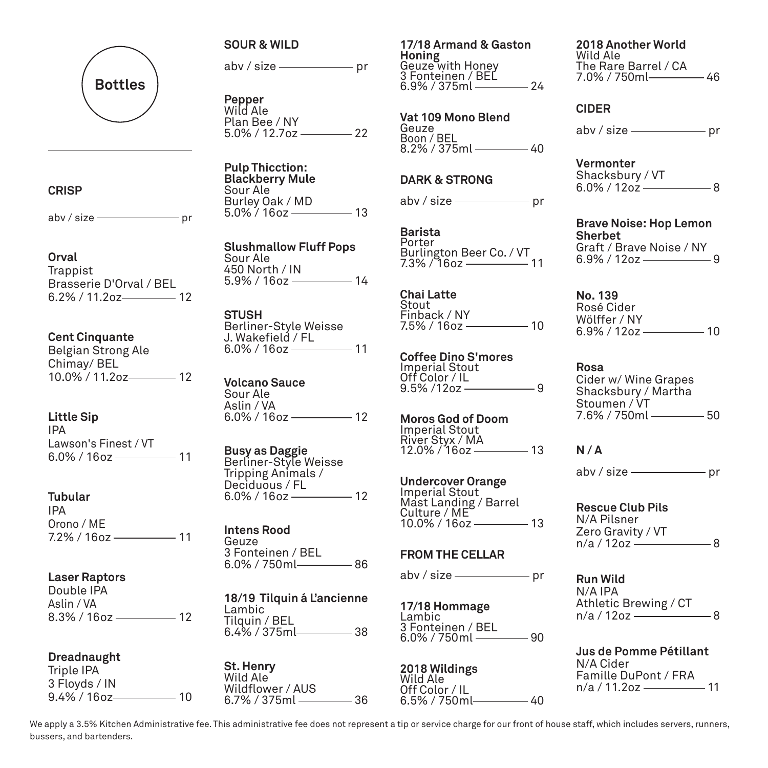# Bottles

## CRISP

abv / size — pr

**Orval**
Trappist
Brasserie D'Orval / BEL
6.2% / 11.2oz — 12

**Cent Cinquante**
Belgian Strong Ale
Chimay/ BEL
10.0% / 11.2oz — 12

**Little Sip**
IPA
Lawson's Finest / VT
6.0% / 16oz — 11

**Tubular**
IPA
Orono / ME
7.2% / 16oz — 11

**Laser Raptors**
Double IPA
Aslin / VA
8.3% / 16oz — 12

**Dreadnaught**
Triple IPA
3 Floyds / IN
9.4% / 16oz — 10

## SOUR & WILD

abv / size — pr

**Pepper**
Wild Ale
Plan Bee / NY
5.0% / 12.7oz — 22

**Pulp Thicction: Blackberry Mule**
Sour Ale
Burley Oak / MD
5.0% / 16oz — 13

**Slushmallow Fluff Pops**
Sour Ale
450 North / IN
5.9% / 16oz — 14

**STUSH**
Berliner-Style Weisse
J. Wakefield / FL
6.0% / 16oz — 11

**Volcano Sauce**
Sour Ale
Aslin / VA
6.0% / 16oz — 12

**Busy as Daggie**
Berliner-Style Weisse
Tripping Animals / Deciduous / FL
6.0% / 16oz — 12

**Intens Rood**
Geuze
3 Fonteinen / BEL
6.0% / 750ml — 86

**18/19 Tilquin á L'ancienne**
Lambic
Tilquin / BEL
6.4% / 375ml — 38

**St. Henry**
Wild Ale
Wildflower / AUS
6.7% / 375ml — 36

**17/18 Armand & Gaston Honing**
Geuze with Honey
3 Fonteinen / BEL
6.9% / 375ml — 24

**Vat 109 Mono Blend**
Geuze
Boon / BEL
8.2% / 375ml — 40

## DARK & STRONG

abv / size — pr

**Barista**
Porter
Burlington Beer Co. / VT
7.3% / 16oz — 11

**Chai Latte**
Stout
Finback / NY
7.5% / 16oz — 10

**Coffee Dino S'mores**
Imperial Stout
Off Color / IL
9.5% /12oz — 9

**Moros God of Doom**
Imperial Stout
River Styx / MA
12.0% / 16oz — 13

**Undercover Orange**
Imperial Stout
Mast Landing / Barrel Culture / ME
10.0% / 16oz — 13

## FROM THE CELLAR

abv / size — pr

**17/18 Hommage**
Lambic
3 Fonteinen / BEL
6.0% / 750ml — 90

**2018 Wildings**
Wild Ale
Off Color / IL
6.5% / 750ml — 40

**2018 Another World**
Wild Ale
The Rare Barrel / CA
7.0% / 750ml — 46

## CIDER

abv / size — pr

**Vermonter**
Shacksbury / VT
6.0% / 12oz — 8

**Brave Noise: Hop Lemon Sherbet**
Graft / Brave Noise / NY
6.9% / 12oz — 9

**No. 139**
Rosé Cider
Wölffer / NY
6.9% / 12oz — 10

**Rosa**
Cider w/ Wine Grapes
Shacksbury / Martha Stoumen / VT
7.6% / 750ml — 50

## N / A

abv / size — pr

**Rescue Club Pils**
N/A Pilsner
Zero Gravity / VT
n/a / 12oz — 8

**Run Wild**
N/A IPA
Athletic Brewing / CT
n/a / 12oz — 8

**Jus de Pomme Pétillant**
N/A Cider
Famille DuPont / FRA
n/a / 11.2oz — 11

We apply a 3.5% Kitchen Administrative fee. This administrative fee does not represent a tip or service charge for our front of house staff, which includes servers, runners, bussers, and bartenders.